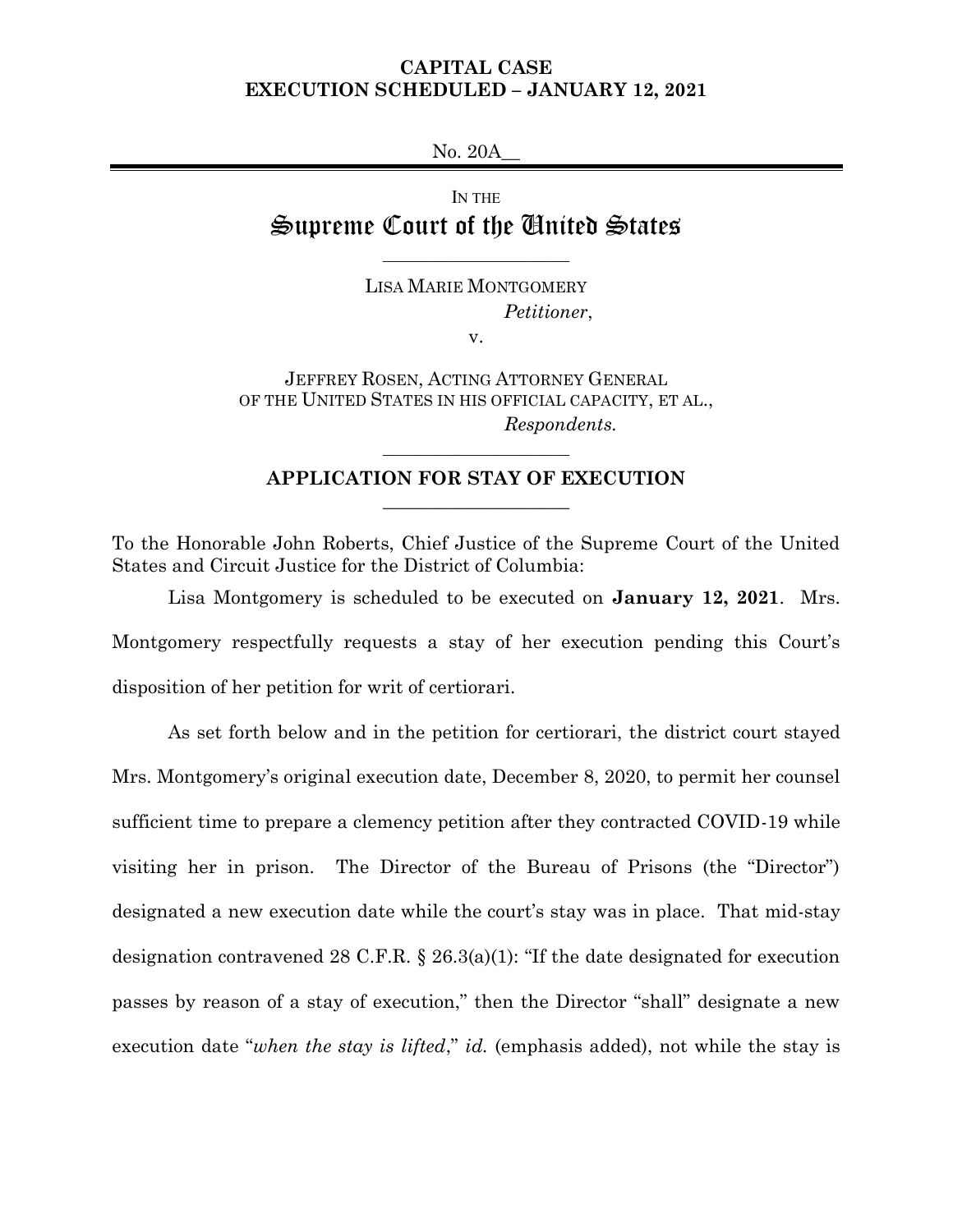**CAPITAL CASE**
**EXECUTION SCHEDULED – JANUARY 12, 2021**

No. 20A__

IN THE
# Supreme Court of the United States

---

LISA MARIE MONTGOMERY
*Petitioner*,

v.

JEFFREY ROSEN, ACTING ATTORNEY GENERAL OF THE UNITED STATES IN HIS OFFICIAL CAPACITY, ET AL.,
*Respondents.*

---

## APPLICATION FOR STAY OF EXECUTION

---

To the Honorable John Roberts, Chief Justice of the Supreme Court of the United States and Circuit Justice for the District of Columbia:

Lisa Montgomery is scheduled to be executed on **January 12, 2021**. Mrs. Montgomery respectfully requests a stay of her execution pending this Court's disposition of her petition for writ of certiorari.

As set forth below and in the petition for certiorari, the district court stayed Mrs. Montgomery's original execution date, December 8, 2020, to permit her counsel sufficient time to prepare a clemency petition after they contracted COVID-19 while visiting her in prison. The Director of the Bureau of Prisons (the "Director") designated a new execution date while the court's stay was in place. That mid-stay designation contravened 28 C.F.R. § 26.3(a)(1): "If the date designated for execution passes by reason of a stay of execution," then the Director "shall" designate a new execution date "*when the stay is lifted*," *id.* (emphasis added), not while the stay is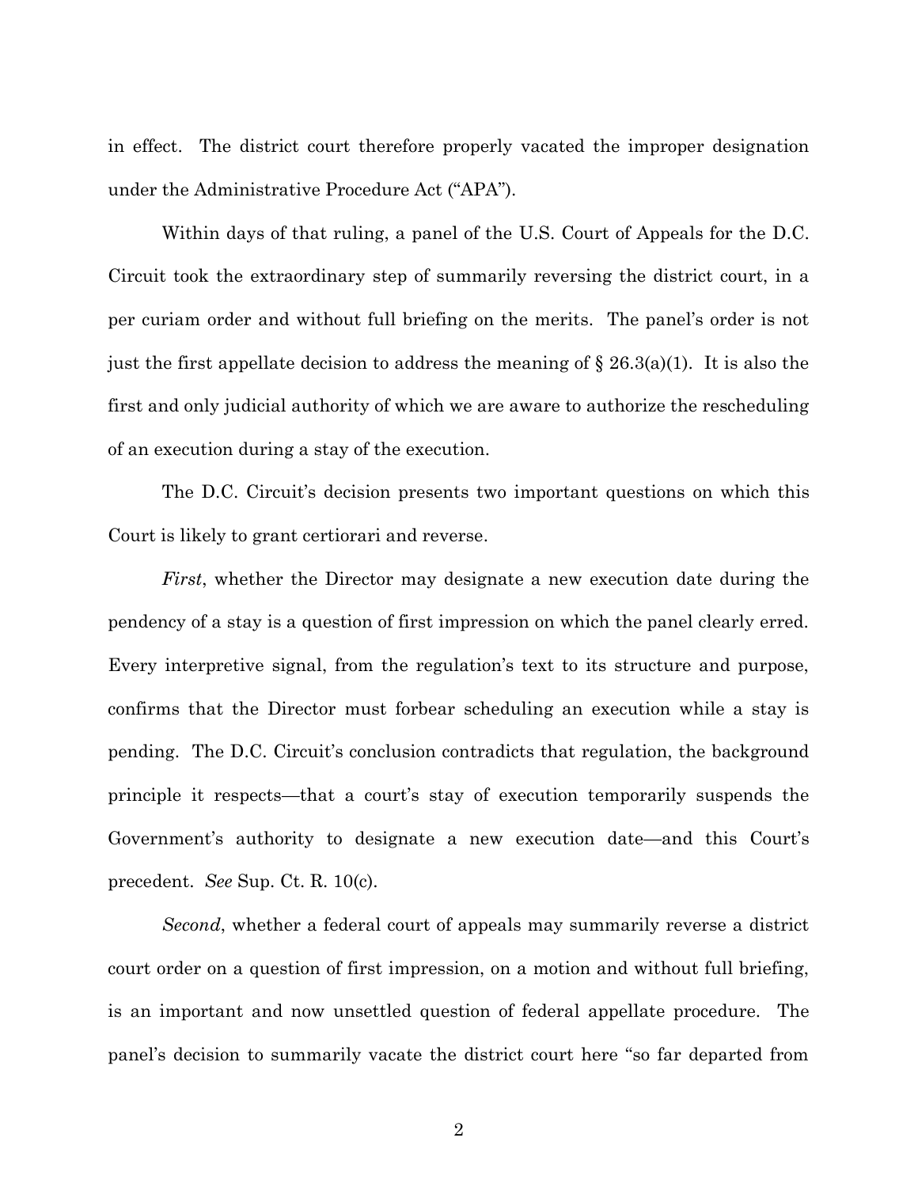in effect. The district court therefore properly vacated the improper designation under the Administrative Procedure Act ("APA").

Within days of that ruling, a panel of the U.S. Court of Appeals for the D.C. Circuit took the extraordinary step of summarily reversing the district court, in a per curiam order and without full briefing on the merits. The panel's order is not just the first appellate decision to address the meaning of § 26.3(a)(1). It is also the first and only judicial authority of which we are aware to authorize the rescheduling of an execution during a stay of the execution.

The D.C. Circuit's decision presents two important questions on which this Court is likely to grant certiorari and reverse.

*First*, whether the Director may designate a new execution date during the pendency of a stay is a question of first impression on which the panel clearly erred. Every interpretive signal, from the regulation's text to its structure and purpose, confirms that the Director must forbear scheduling an execution while a stay is pending. The D.C. Circuit's conclusion contradicts that regulation, the background principle it respects—that a court's stay of execution temporarily suspends the Government's authority to designate a new execution date—and this Court's precedent. *See* Sup. Ct. R. 10(c).

*Second*, whether a federal court of appeals may summarily reverse a district court order on a question of first impression, on a motion and without full briefing, is an important and now unsettled question of federal appellate procedure. The panel's decision to summarily vacate the district court here "so far departed from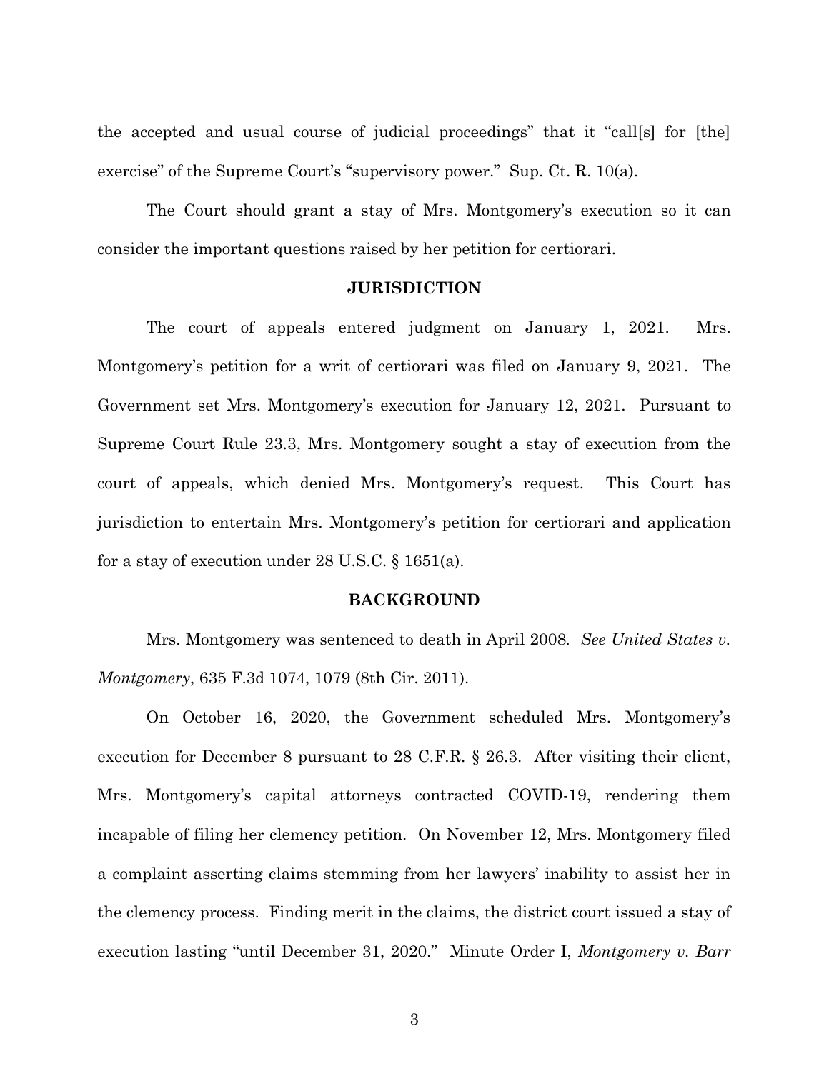the accepted and usual course of judicial proceedings" that it "call[s] for [the] exercise" of the Supreme Court's "supervisory power." Sup. Ct. R. 10(a).

The Court should grant a stay of Mrs. Montgomery's execution so it can consider the important questions raised by her petition for certiorari.

## JURISDICTION

The court of appeals entered judgment on January 1, 2021. Mrs. Montgomery's petition for a writ of certiorari was filed on January 9, 2021. The Government set Mrs. Montgomery's execution for January 12, 2021. Pursuant to Supreme Court Rule 23.3, Mrs. Montgomery sought a stay of execution from the court of appeals, which denied Mrs. Montgomery's request. This Court has jurisdiction to entertain Mrs. Montgomery's petition for certiorari and application for a stay of execution under 28 U.S.C. § 1651(a).

## BACKGROUND

Mrs. Montgomery was sentenced to death in April 2008. *See United States v. Montgomery*, 635 F.3d 1074, 1079 (8th Cir. 2011).

On October 16, 2020, the Government scheduled Mrs. Montgomery's execution for December 8 pursuant to 28 C.F.R. § 26.3. After visiting their client, Mrs. Montgomery's capital attorneys contracted COVID-19, rendering them incapable of filing her clemency petition. On November 12, Mrs. Montgomery filed a complaint asserting claims stemming from her lawyers' inability to assist her in the clemency process. Finding merit in the claims, the district court issued a stay of execution lasting "until December 31, 2020." Minute Order I, *Montgomery v. Barr*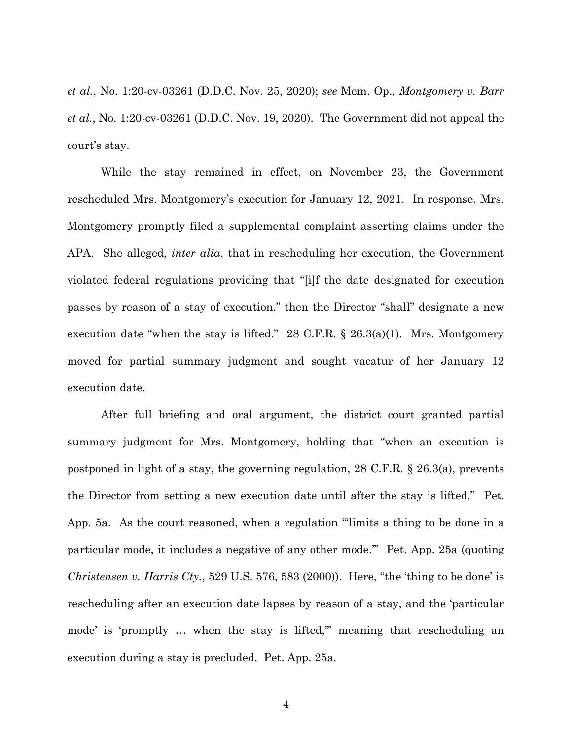*et al.*, No. 1:20-cv-03261 (D.D.C. Nov. 25, 2020); *see* Mem. Op., *Montgomery v. Barr et al.*, No. 1:20-cv-03261 (D.D.C. Nov. 19, 2020). The Government did not appeal the court's stay.

While the stay remained in effect, on November 23, the Government rescheduled Mrs. Montgomery's execution for January 12, 2021. In response, Mrs. Montgomery promptly filed a supplemental complaint asserting claims under the APA. She alleged, *inter alia*, that in rescheduling her execution, the Government violated federal regulations providing that "[i]f the date designated for execution passes by reason of a stay of execution," then the Director "shall" designate a new execution date "when the stay is lifted." 28 C.F.R. § 26.3(a)(1). Mrs. Montgomery moved for partial summary judgment and sought vacatur of her January 12 execution date.

After full briefing and oral argument, the district court granted partial summary judgment for Mrs. Montgomery, holding that "when an execution is postponed in light of a stay, the governing regulation, 28 C.F.R. § 26.3(a), prevents the Director from setting a new execution date until after the stay is lifted." Pet. App. 5a. As the court reasoned, when a regulation "'limits a thing to be done in a particular mode, it includes a negative of any other mode.'" Pet. App. 25a (quoting *Christensen v. Harris Cty.*, 529 U.S. 576, 583 (2000)). Here, "the 'thing to be done' is rescheduling after an execution date lapses by reason of a stay, and the 'particular mode' is 'promptly … when the stay is lifted,'" meaning that rescheduling an execution during a stay is precluded. Pet. App. 25a.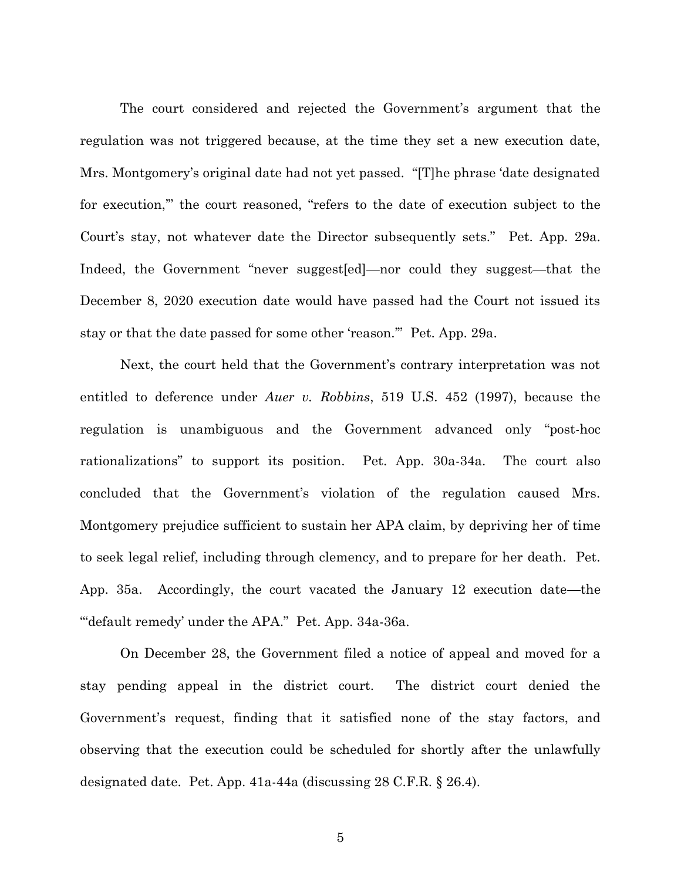The court considered and rejected the Government's argument that the regulation was not triggered because, at the time they set a new execution date, Mrs. Montgomery's original date had not yet passed. "[T]he phrase 'date designated for execution,'" the court reasoned, "refers to the date of execution subject to the Court's stay, not whatever date the Director subsequently sets." Pet. App. 29a. Indeed, the Government "never suggest[ed]—nor could they suggest—that the December 8, 2020 execution date would have passed had the Court not issued its stay or that the date passed for some other 'reason.'" Pet. App. 29a.

Next, the court held that the Government's contrary interpretation was not entitled to deference under *Auer v. Robbins*, 519 U.S. 452 (1997), because the regulation is unambiguous and the Government advanced only "post-hoc rationalizations" to support its position. Pet. App. 30a-34a. The court also concluded that the Government's violation of the regulation caused Mrs. Montgomery prejudice sufficient to sustain her APA claim, by depriving her of time to seek legal relief, including through clemency, and to prepare for her death. Pet. App. 35a. Accordingly, the court vacated the January 12 execution date—the "'default remedy' under the APA." Pet. App. 34a-36a.

On December 28, the Government filed a notice of appeal and moved for a stay pending appeal in the district court. The district court denied the Government's request, finding that it satisfied none of the stay factors, and observing that the execution could be scheduled for shortly after the unlawfully designated date. Pet. App. 41a-44a (discussing 28 C.F.R. § 26.4).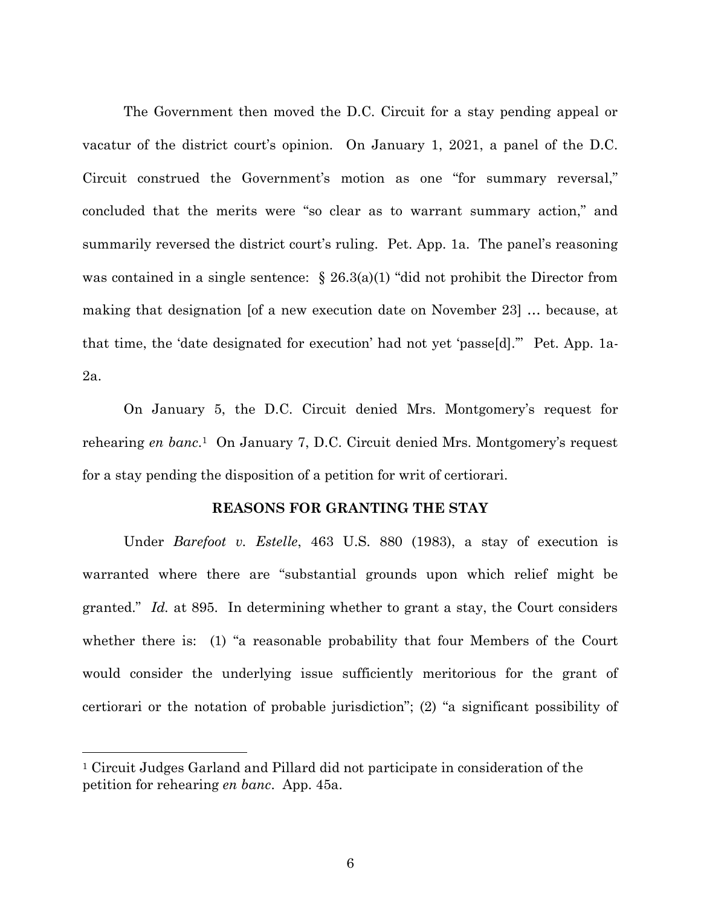The Government then moved the D.C. Circuit for a stay pending appeal or vacatur of the district court's opinion. On January 1, 2021, a panel of the D.C. Circuit construed the Government's motion as one "for summary reversal," concluded that the merits were "so clear as to warrant summary action," and summarily reversed the district court's ruling. Pet. App. 1a. The panel's reasoning was contained in a single sentence: § 26.3(a)(1) "did not prohibit the Director from making that designation [of a new execution date on November 23] … because, at that time, the 'date designated for execution' had not yet 'passe[d].'" Pet. App. 1a-2a.

On January 5, the D.C. Circuit denied Mrs. Montgomery's request for rehearing *en banc*.[1] On January 7, D.C. Circuit denied Mrs. Montgomery's request for a stay pending the disposition of a petition for writ of certiorari.

## REASONS FOR GRANTING THE STAY

Under *Barefoot v. Estelle*, 463 U.S. 880 (1983), a stay of execution is warranted where there are "substantial grounds upon which relief might be granted." *Id.* at 895. In determining whether to grant a stay, the Court considers whether there is: (1) "a reasonable probability that four Members of the Court would consider the underlying issue sufficiently meritorious for the grant of certiorari or the notation of probable jurisdiction"; (2) "a significant possibility of

---

[1] Circuit Judges Garland and Pillard did not participate in consideration of the petition for rehearing *en banc*. App. 45a.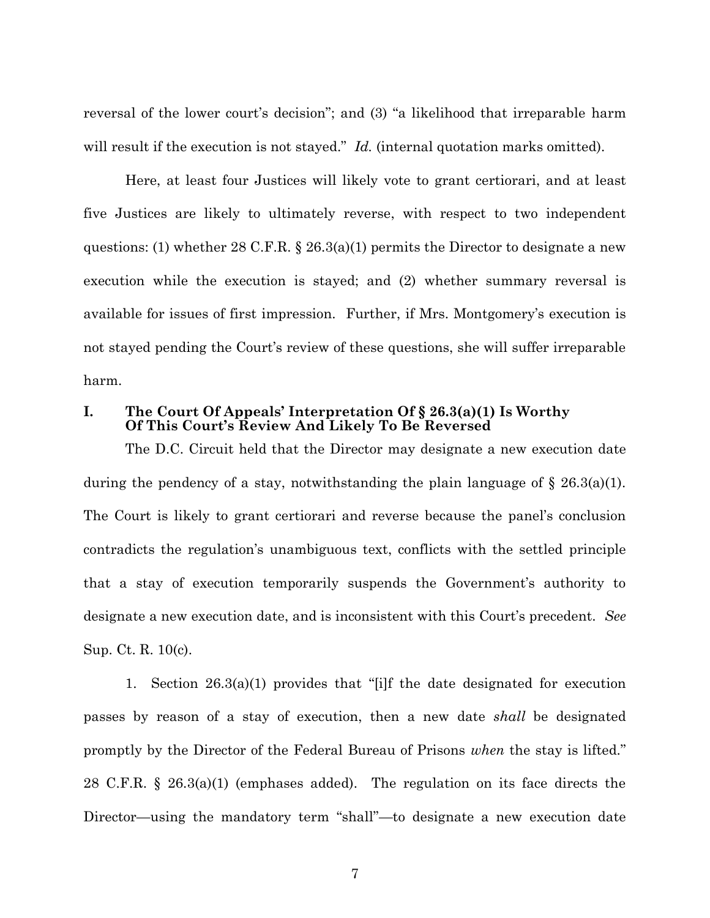reversal of the lower court's decision"; and (3) "a likelihood that irreparable harm will result if the execution is not stayed." *Id.* (internal quotation marks omitted).

Here, at least four Justices will likely vote to grant certiorari, and at least five Justices are likely to ultimately reverse, with respect to two independent questions: (1) whether 28 C.F.R. § 26.3(a)(1) permits the Director to designate a new execution while the execution is stayed; and (2) whether summary reversal is available for issues of first impression. Further, if Mrs. Montgomery's execution is not stayed pending the Court's review of these questions, she will suffer irreparable harm.

## I. The Court Of Appeals' Interpretation Of § 26.3(a)(1) Is Worthy Of This Court's Review And Likely To Be Reversed

The D.C. Circuit held that the Director may designate a new execution date during the pendency of a stay, notwithstanding the plain language of § 26.3(a)(1). The Court is likely to grant certiorari and reverse because the panel's conclusion contradicts the regulation's unambiguous text, conflicts with the settled principle that a stay of execution temporarily suspends the Government's authority to designate a new execution date, and is inconsistent with this Court's precedent. *See* Sup. Ct. R. 10(c).

1. Section 26.3(a)(1) provides that "[i]f the date designated for execution passes by reason of a stay of execution, then a new date *shall* be designated promptly by the Director of the Federal Bureau of Prisons *when* the stay is lifted." 28 C.F.R. § 26.3(a)(1) (emphases added). The regulation on its face directs the Director—using the mandatory term "shall"—to designate a new execution date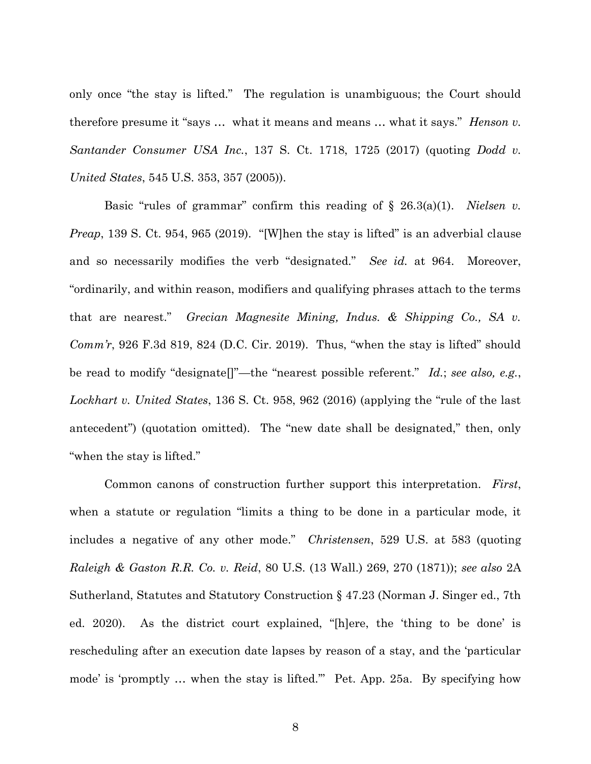only once "the stay is lifted." The regulation is unambiguous; the Court should therefore presume it "says … what it means and means … what it says." *Henson v. Santander Consumer USA Inc.*, 137 S. Ct. 1718, 1725 (2017) (quoting *Dodd v. United States*, 545 U.S. 353, 357 (2005)).

Basic "rules of grammar" confirm this reading of § 26.3(a)(1). *Nielsen v. Preap*, 139 S. Ct. 954, 965 (2019). "[W]hen the stay is lifted" is an adverbial clause and so necessarily modifies the verb "designated." *See id.* at 964. Moreover, "ordinarily, and within reason, modifiers and qualifying phrases attach to the terms that are nearest." *Grecian Magnesite Mining, Indus. & Shipping Co., SA v. Comm'r*, 926 F.3d 819, 824 (D.C. Cir. 2019). Thus, "when the stay is lifted" should be read to modify "designate[]"—the "nearest possible referent." *Id.*; *see also, e.g.*, *Lockhart v. United States*, 136 S. Ct. 958, 962 (2016) (applying the "rule of the last antecedent") (quotation omitted). The "new date shall be designated," then, only "when the stay is lifted."

Common canons of construction further support this interpretation. *First*, when a statute or regulation "limits a thing to be done in a particular mode, it includes a negative of any other mode." *Christensen*, 529 U.S. at 583 (quoting *Raleigh & Gaston R.R. Co. v. Reid*, 80 U.S. (13 Wall.) 269, 270 (1871)); *see also* 2A Sutherland, Statutes and Statutory Construction § 47.23 (Norman J. Singer ed., 7th ed. 2020). As the district court explained, "[h]ere, the 'thing to be done' is rescheduling after an execution date lapses by reason of a stay, and the 'particular mode' is 'promptly … when the stay is lifted.'" Pet. App. 25a. By specifying how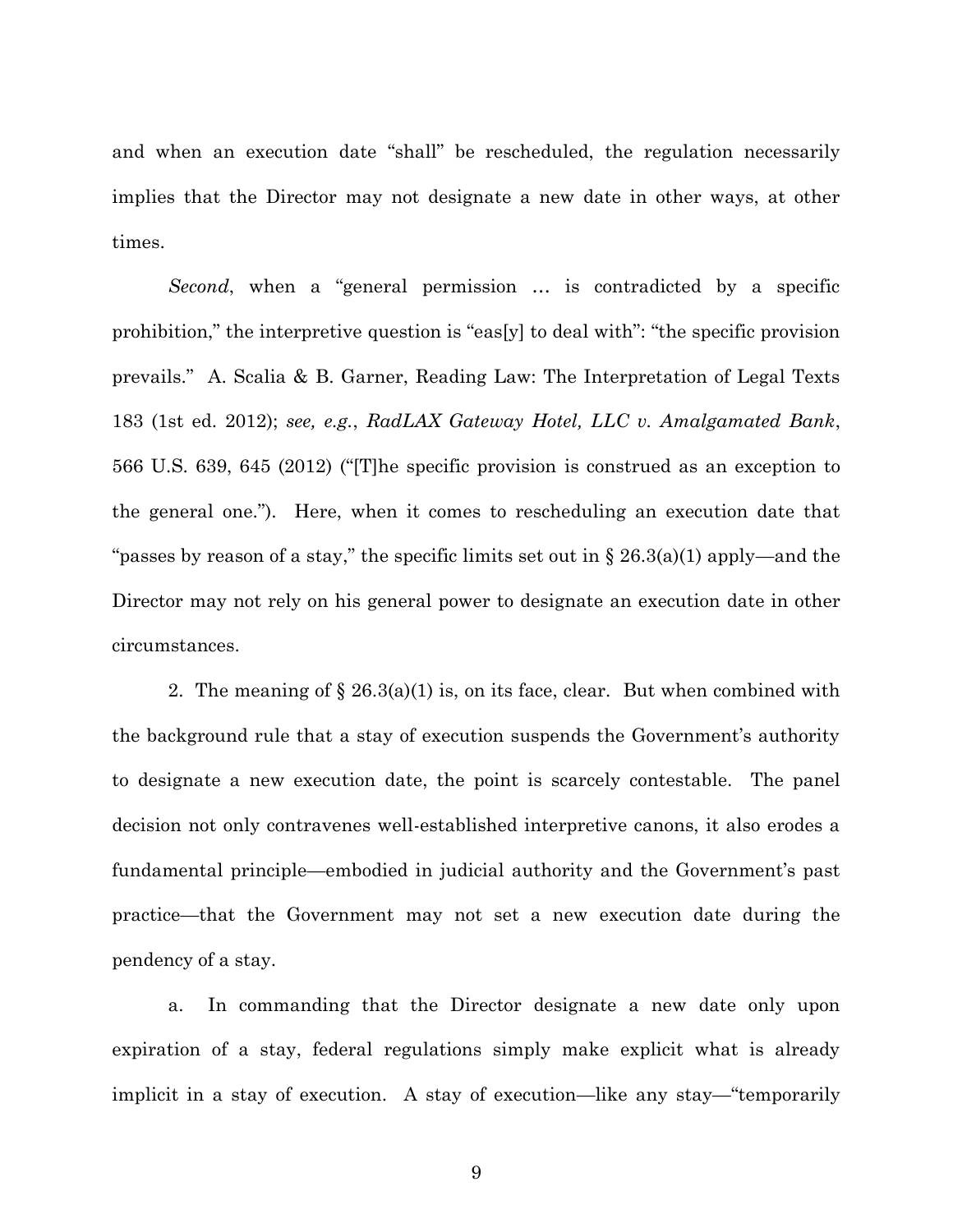and when an execution date "shall" be rescheduled, the regulation necessarily implies that the Director may not designate a new date in other ways, at other times.

*Second*, when a "general permission … is contradicted by a specific prohibition," the interpretive question is "eas[y] to deal with": "the specific provision prevails." A. Scalia & B. Garner, Reading Law: The Interpretation of Legal Texts 183 (1st ed. 2012); *see, e.g.*, *RadLAX Gateway Hotel, LLC v. Amalgamated Bank*, 566 U.S. 639, 645 (2012) ("[T]he specific provision is construed as an exception to the general one."). Here, when it comes to rescheduling an execution date that "passes by reason of a stay," the specific limits set out in § 26.3(a)(1) apply—and the Director may not rely on his general power to designate an execution date in other circumstances.

2. The meaning of § 26.3(a)(1) is, on its face, clear. But when combined with the background rule that a stay of execution suspends the Government's authority to designate a new execution date, the point is scarcely contestable. The panel decision not only contravenes well-established interpretive canons, it also erodes a fundamental principle—embodied in judicial authority and the Government's past practice—that the Government may not set a new execution date during the pendency of a stay.

a. In commanding that the Director designate a new date only upon expiration of a stay, federal regulations simply make explicit what is already implicit in a stay of execution. A stay of execution—like any stay—"temporarily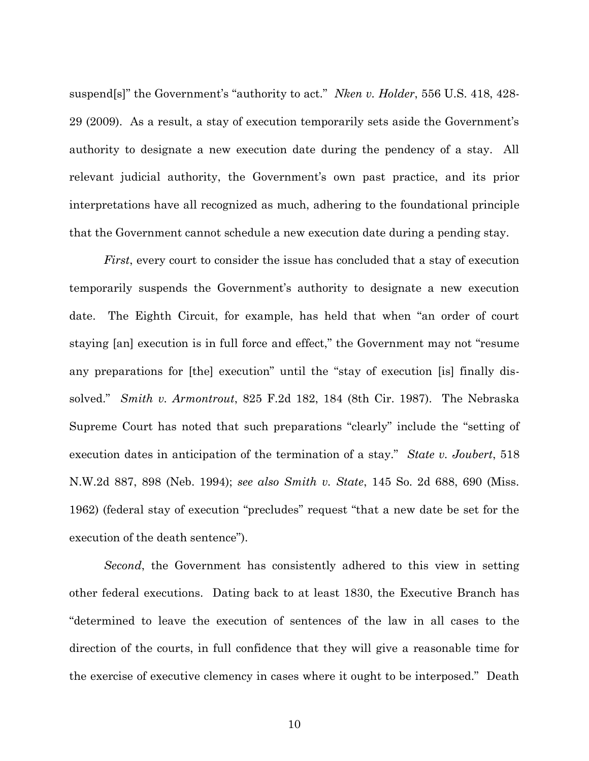suspend[s]" the Government's "authority to act." *Nken v. Holder*, 556 U.S. 418, 428-29 (2009). As a result, a stay of execution temporarily sets aside the Government's authority to designate a new execution date during the pendency of a stay. All relevant judicial authority, the Government's own past practice, and its prior interpretations have all recognized as much, adhering to the foundational principle that the Government cannot schedule a new execution date during a pending stay.

*First*, every court to consider the issue has concluded that a stay of execution temporarily suspends the Government's authority to designate a new execution date. The Eighth Circuit, for example, has held that when "an order of court staying [an] execution is in full force and effect," the Government may not "resume any preparations for [the] execution" until the "stay of execution [is] finally dissolved." *Smith v. Armontrout*, 825 F.2d 182, 184 (8th Cir. 1987). The Nebraska Supreme Court has noted that such preparations "clearly" include the "setting of execution dates in anticipation of the termination of a stay." *State v. Joubert*, 518 N.W.2d 887, 898 (Neb. 1994); *see also Smith v. State*, 145 So. 2d 688, 690 (Miss. 1962) (federal stay of execution "precludes" request "that a new date be set for the execution of the death sentence").

*Second*, the Government has consistently adhered to this view in setting other federal executions. Dating back to at least 1830, the Executive Branch has "determined to leave the execution of sentences of the law in all cases to the direction of the courts, in full confidence that they will give a reasonable time for the exercise of executive clemency in cases where it ought to be interposed." Death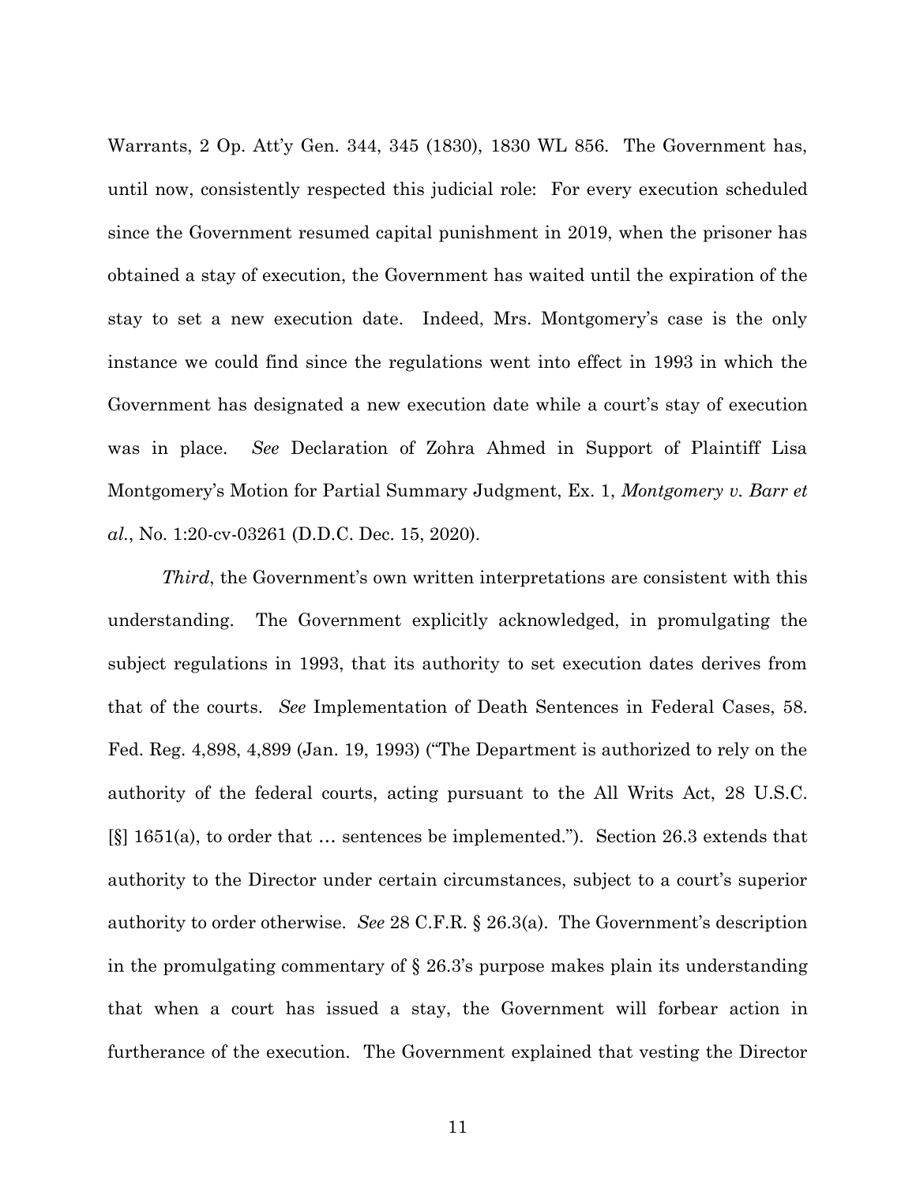Warrants, 2 Op. Att'y Gen. 344, 345 (1830), 1830 WL 856. The Government has, until now, consistently respected this judicial role: For every execution scheduled since the Government resumed capital punishment in 2019, when the prisoner has obtained a stay of execution, the Government has waited until the expiration of the stay to set a new execution date. Indeed, Mrs. Montgomery's case is the only instance we could find since the regulations went into effect in 1993 in which the Government has designated a new execution date while a court's stay of execution was in place. *See* Declaration of Zohra Ahmed in Support of Plaintiff Lisa Montgomery's Motion for Partial Summary Judgment, Ex. 1, *Montgomery v. Barr et al.*, No. 1:20-cv-03261 (D.D.C. Dec. 15, 2020).

*Third*, the Government's own written interpretations are consistent with this understanding. The Government explicitly acknowledged, in promulgating the subject regulations in 1993, that its authority to set execution dates derives from that of the courts. *See* Implementation of Death Sentences in Federal Cases, 58. Fed. Reg. 4,898, 4,899 (Jan. 19, 1993) ("The Department is authorized to rely on the authority of the federal courts, acting pursuant to the All Writs Act, 28 U.S.C. [§] 1651(a), to order that … sentences be implemented."). Section 26.3 extends that authority to the Director under certain circumstances, subject to a court's superior authority to order otherwise. *See* 28 C.F.R. § 26.3(a). The Government's description in the promulgating commentary of § 26.3's purpose makes plain its understanding that when a court has issued a stay, the Government will forbear action in furtherance of the execution. The Government explained that vesting the Director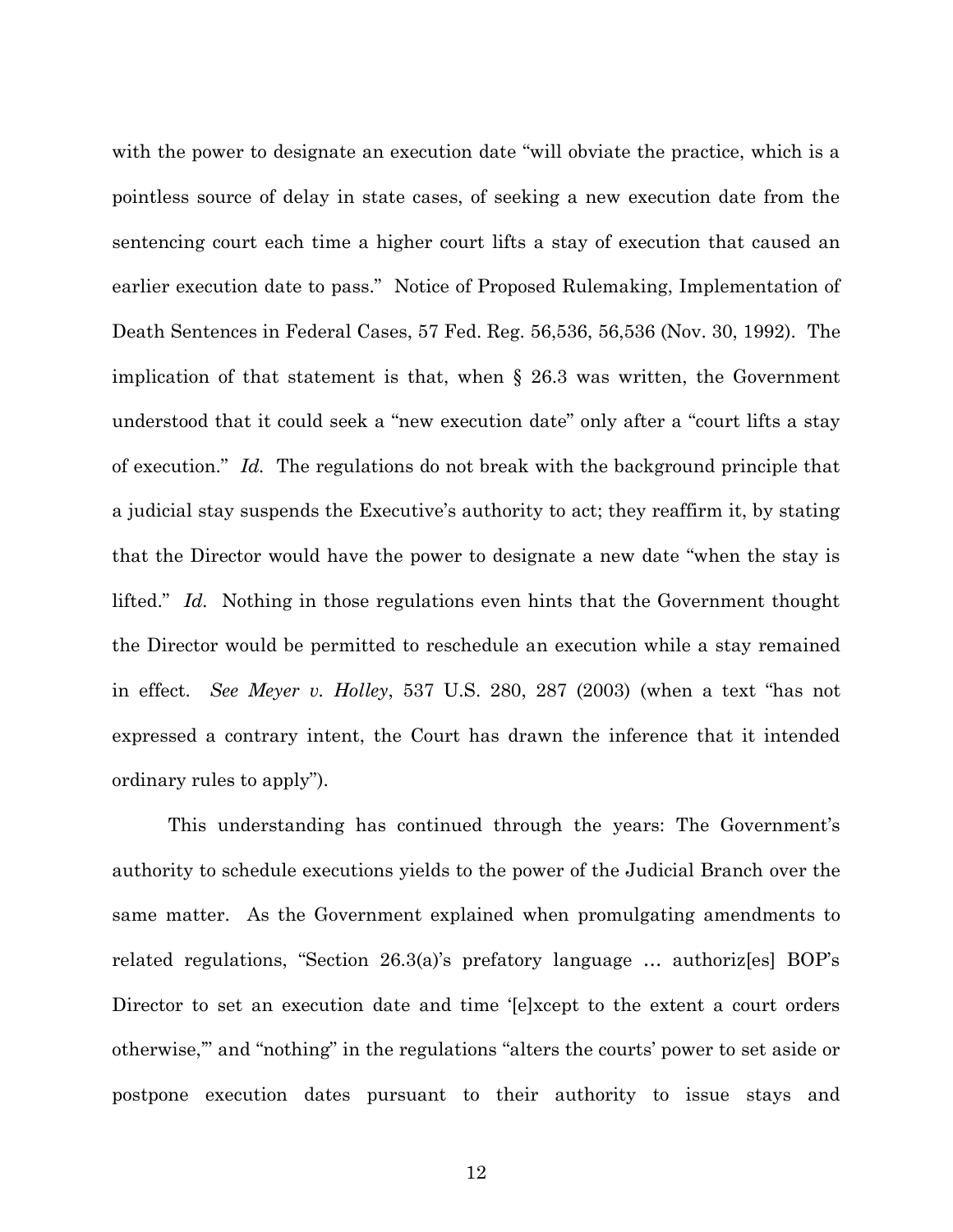with the power to designate an execution date "will obviate the practice, which is a pointless source of delay in state cases, of seeking a new execution date from the sentencing court each time a higher court lifts a stay of execution that caused an earlier execution date to pass." Notice of Proposed Rulemaking, Implementation of Death Sentences in Federal Cases, 57 Fed. Reg. 56,536, 56,536 (Nov. 30, 1992). The implication of that statement is that, when § 26.3 was written, the Government understood that it could seek a "new execution date" only after a "court lifts a stay of execution." *Id.* The regulations do not break with the background principle that a judicial stay suspends the Executive's authority to act; they reaffirm it, by stating that the Director would have the power to designate a new date "when the stay is lifted." *Id.* Nothing in those regulations even hints that the Government thought the Director would be permitted to reschedule an execution while a stay remained in effect. *See Meyer v. Holley*, 537 U.S. 280, 287 (2003) (when a text "has not expressed a contrary intent, the Court has drawn the inference that it intended ordinary rules to apply").

This understanding has continued through the years: The Government's authority to schedule executions yields to the power of the Judicial Branch over the same matter. As the Government explained when promulgating amendments to related regulations, "Section 26.3(a)'s prefatory language … authoriz[es] BOP's Director to set an execution date and time '[e]xcept to the extent a court orders otherwise,'" and "nothing" in the regulations "alters the courts' power to set aside or postpone execution dates pursuant to their authority to issue stays and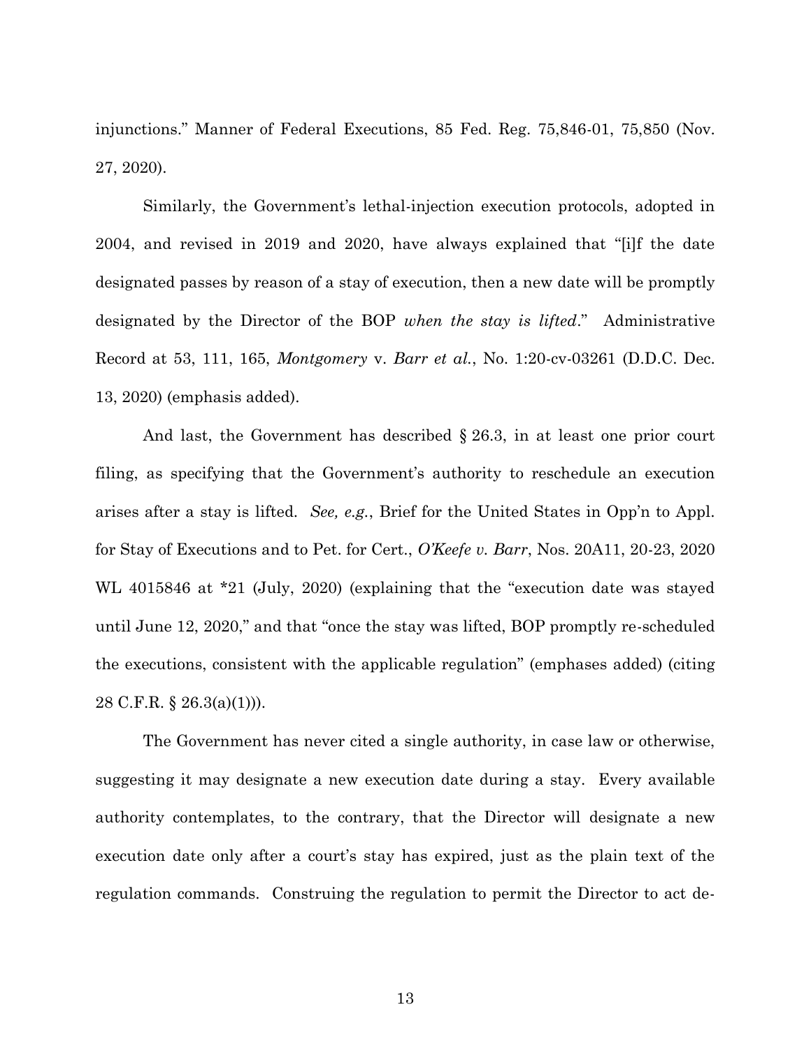injunctions." Manner of Federal Executions, 85 Fed. Reg. 75,846-01, 75,850 (Nov. 27, 2020).

Similarly, the Government's lethal-injection execution protocols, adopted in 2004, and revised in 2019 and 2020, have always explained that "[i]f the date designated passes by reason of a stay of execution, then a new date will be promptly designated by the Director of the BOP *when the stay is lifted*." Administrative Record at 53, 111, 165, *Montgomery* v. *Barr et al.*, No. 1:20-cv-03261 (D.D.C. Dec. 13, 2020) (emphasis added).

And last, the Government has described § 26.3, in at least one prior court filing, as specifying that the Government's authority to reschedule an execution arises after a stay is lifted. *See, e.g.*, Brief for the United States in Opp'n to Appl. for Stay of Executions and to Pet. for Cert., *O'Keefe v. Barr*, Nos. 20A11, 20-23, 2020 WL 4015846 at *21 (July, 2020) (explaining that the "execution date was stayed until June 12, 2020," and that "once the stay was lifted, BOP promptly re-scheduled the executions, consistent with the applicable regulation" (emphases added) (citing 28 C.F.R. § 26.3(a)(1))).

The Government has never cited a single authority, in case law or otherwise, suggesting it may designate a new execution date during a stay. Every available authority contemplates, to the contrary, that the Director will designate a new execution date only after a court's stay has expired, just as the plain text of the regulation commands. Construing the regulation to permit the Director to act de-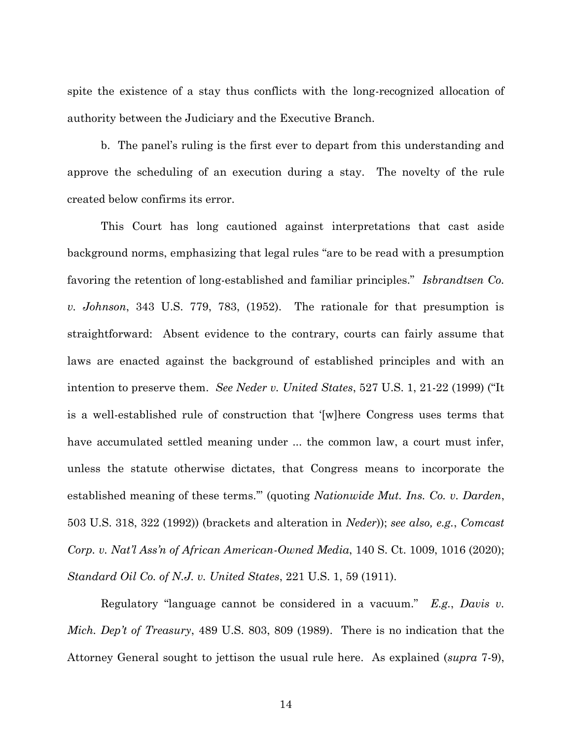spite the existence of a stay thus conflicts with the long-recognized allocation of authority between the Judiciary and the Executive Branch.

b. The panel's ruling is the first ever to depart from this understanding and approve the scheduling of an execution during a stay. The novelty of the rule created below confirms its error.

This Court has long cautioned against interpretations that cast aside background norms, emphasizing that legal rules "are to be read with a presumption favoring the retention of long-established and familiar principles." *Isbrandtsen Co. v. Johnson*, 343 U.S. 779, 783, (1952). The rationale for that presumption is straightforward: Absent evidence to the contrary, courts can fairly assume that laws are enacted against the background of established principles and with an intention to preserve them. *See Neder v. United States*, 527 U.S. 1, 21-22 (1999) ("It is a well-established rule of construction that '[w]here Congress uses terms that have accumulated settled meaning under ... the common law, a court must infer, unless the statute otherwise dictates, that Congress means to incorporate the established meaning of these terms.'" (quoting *Nationwide Mut. Ins. Co. v. Darden*, 503 U.S. 318, 322 (1992)) (brackets and alteration in *Neder*)); *see also, e.g.*, *Comcast Corp. v. Nat'l Ass'n of African American-Owned Media*, 140 S. Ct. 1009, 1016 (2020); *Standard Oil Co. of N.J. v. United States*, 221 U.S. 1, 59 (1911).

Regulatory "language cannot be considered in a vacuum." *E.g.*, *Davis v. Mich. Dep't of Treasury*, 489 U.S. 803, 809 (1989). There is no indication that the Attorney General sought to jettison the usual rule here. As explained (*supra* 7-9),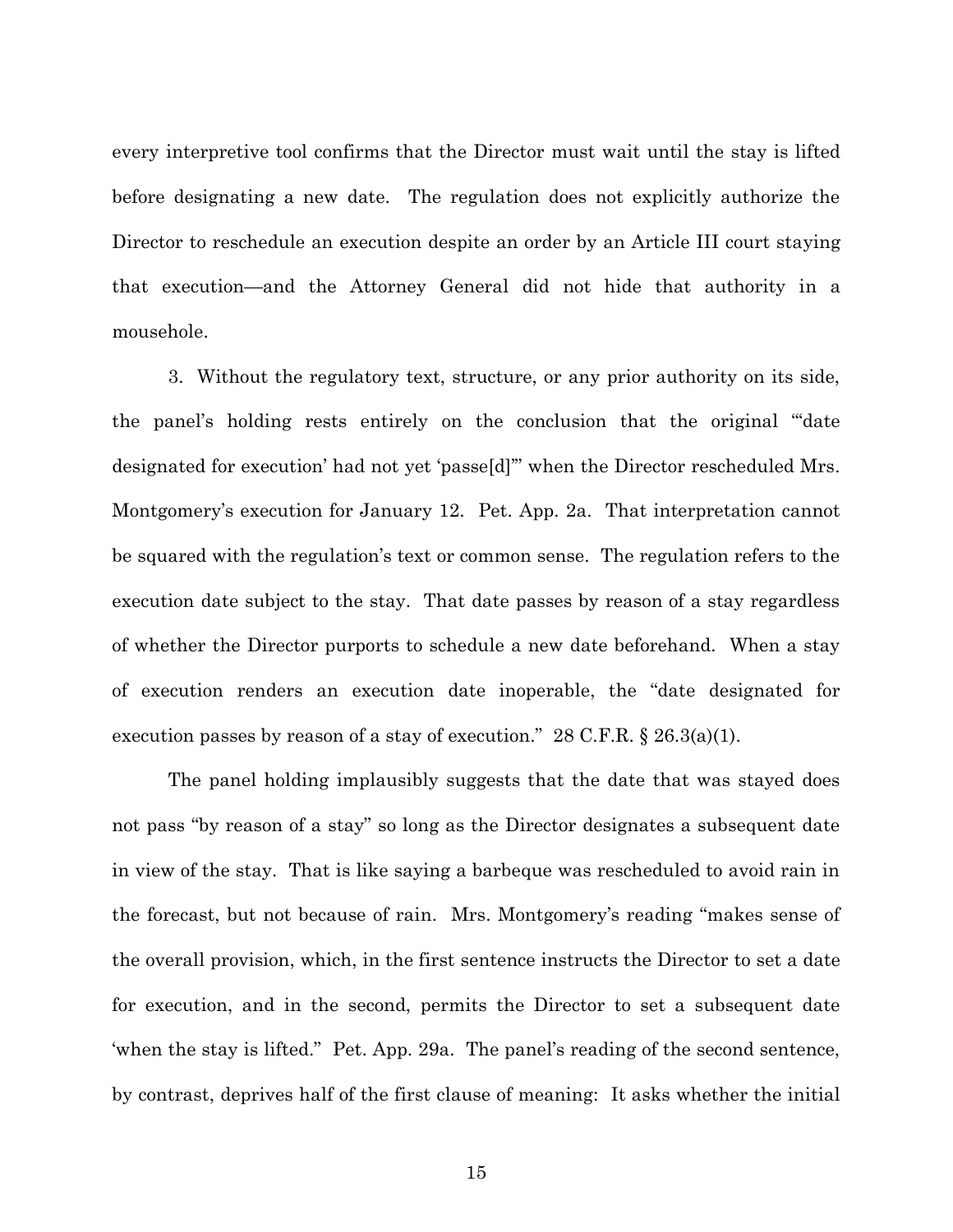every interpretive tool confirms that the Director must wait until the stay is lifted before designating a new date. The regulation does not explicitly authorize the Director to reschedule an execution despite an order by an Article III court staying that execution—and the Attorney General did not hide that authority in a mousehole.

3. Without the regulatory text, structure, or any prior authority on its side, the panel's holding rests entirely on the conclusion that the original "'date designated for execution' had not yet 'passe[d]'" when the Director rescheduled Mrs. Montgomery's execution for January 12. Pet. App. 2a. That interpretation cannot be squared with the regulation's text or common sense. The regulation refers to the execution date subject to the stay. That date passes by reason of a stay regardless of whether the Director purports to schedule a new date beforehand. When a stay of execution renders an execution date inoperable, the "date designated for execution passes by reason of a stay of execution." 28 C.F.R. § 26.3(a)(1).

The panel holding implausibly suggests that the date that was stayed does not pass "by reason of a stay" so long as the Director designates a subsequent date in view of the stay. That is like saying a barbeque was rescheduled to avoid rain in the forecast, but not because of rain. Mrs. Montgomery's reading "makes sense of the overall provision, which, in the first sentence instructs the Director to set a date for execution, and in the second, permits the Director to set a subsequent date 'when the stay is lifted." Pet. App. 29a. The panel's reading of the second sentence, by contrast, deprives half of the first clause of meaning: It asks whether the initial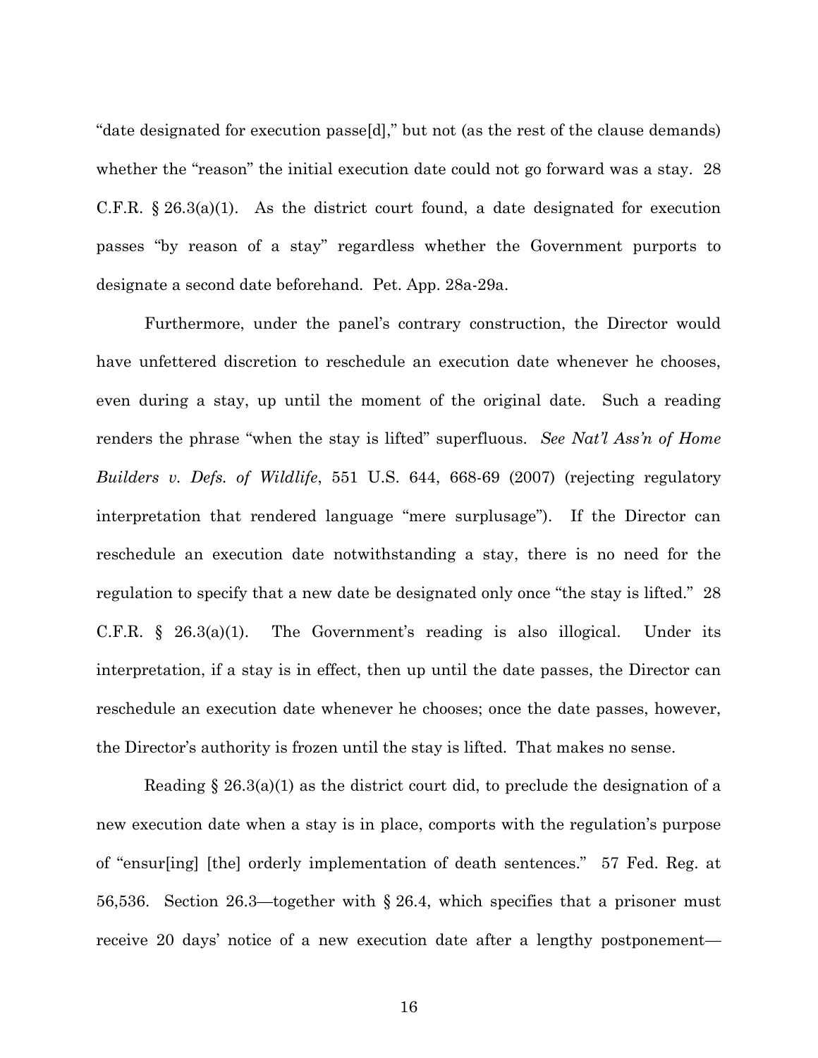"date designated for execution passe[d]," but not (as the rest of the clause demands) whether the "reason" the initial execution date could not go forward was a stay. 28 C.F.R. § 26.3(a)(1). As the district court found, a date designated for execution passes "by reason of a stay" regardless whether the Government purports to designate a second date beforehand. Pet. App. 28a-29a.

Furthermore, under the panel's contrary construction, the Director would have unfettered discretion to reschedule an execution date whenever he chooses, even during a stay, up until the moment of the original date. Such a reading renders the phrase "when the stay is lifted" superfluous. *See Nat'l Ass'n of Home Builders v. Defs. of Wildlife*, 551 U.S. 644, 668-69 (2007) (rejecting regulatory interpretation that rendered language "mere surplusage"). If the Director can reschedule an execution date notwithstanding a stay, there is no need for the regulation to specify that a new date be designated only once "the stay is lifted." 28 C.F.R. § 26.3(a)(1). The Government's reading is also illogical. Under its interpretation, if a stay is in effect, then up until the date passes, the Director can reschedule an execution date whenever he chooses; once the date passes, however, the Director's authority is frozen until the stay is lifted. That makes no sense.

Reading § 26.3(a)(1) as the district court did, to preclude the designation of a new execution date when a stay is in place, comports with the regulation's purpose of "ensur[ing] [the] orderly implementation of death sentences." 57 Fed. Reg. at 56,536. Section 26.3—together with § 26.4, which specifies that a prisoner must receive 20 days' notice of a new execution date after a lengthy postponement—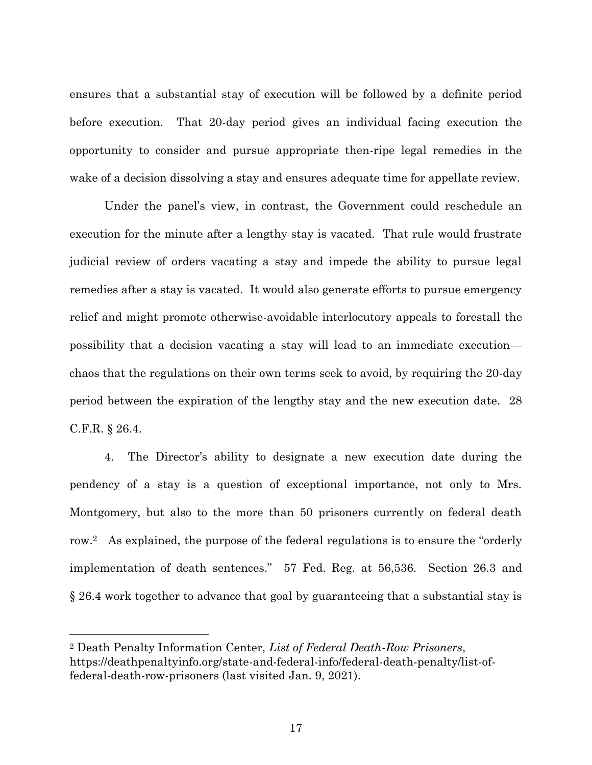ensures that a substantial stay of execution will be followed by a definite period before execution. That 20-day period gives an individual facing execution the opportunity to consider and pursue appropriate then-ripe legal remedies in the wake of a decision dissolving a stay and ensures adequate time for appellate review.

Under the panel's view, in contrast, the Government could reschedule an execution for the minute after a lengthy stay is vacated. That rule would frustrate judicial review of orders vacating a stay and impede the ability to pursue legal remedies after a stay is vacated. It would also generate efforts to pursue emergency relief and might promote otherwise-avoidable interlocutory appeals to forestall the possibility that a decision vacating a stay will lead to an immediate execution—chaos that the regulations on their own terms seek to avoid, by requiring the 20-day period between the expiration of the lengthy stay and the new execution date. 28 C.F.R. § 26.4.

4. The Director's ability to designate a new execution date during the pendency of a stay is a question of exceptional importance, not only to Mrs. Montgomery, but also to the more than 50 prisoners currently on federal death row.[2] As explained, the purpose of the federal regulations is to ensure the "orderly implementation of death sentences." 57 Fed. Reg. at 56,536. Section 26.3 and § 26.4 work together to advance that goal by guaranteeing that a substantial stay is

---

[2] Death Penalty Information Center, *List of Federal Death-Row Prisoners*, https://deathpenaltyinfo.org/state-and-federal-info/federal-death-penalty/list-of-federal-death-row-prisoners (last visited Jan. 9, 2021).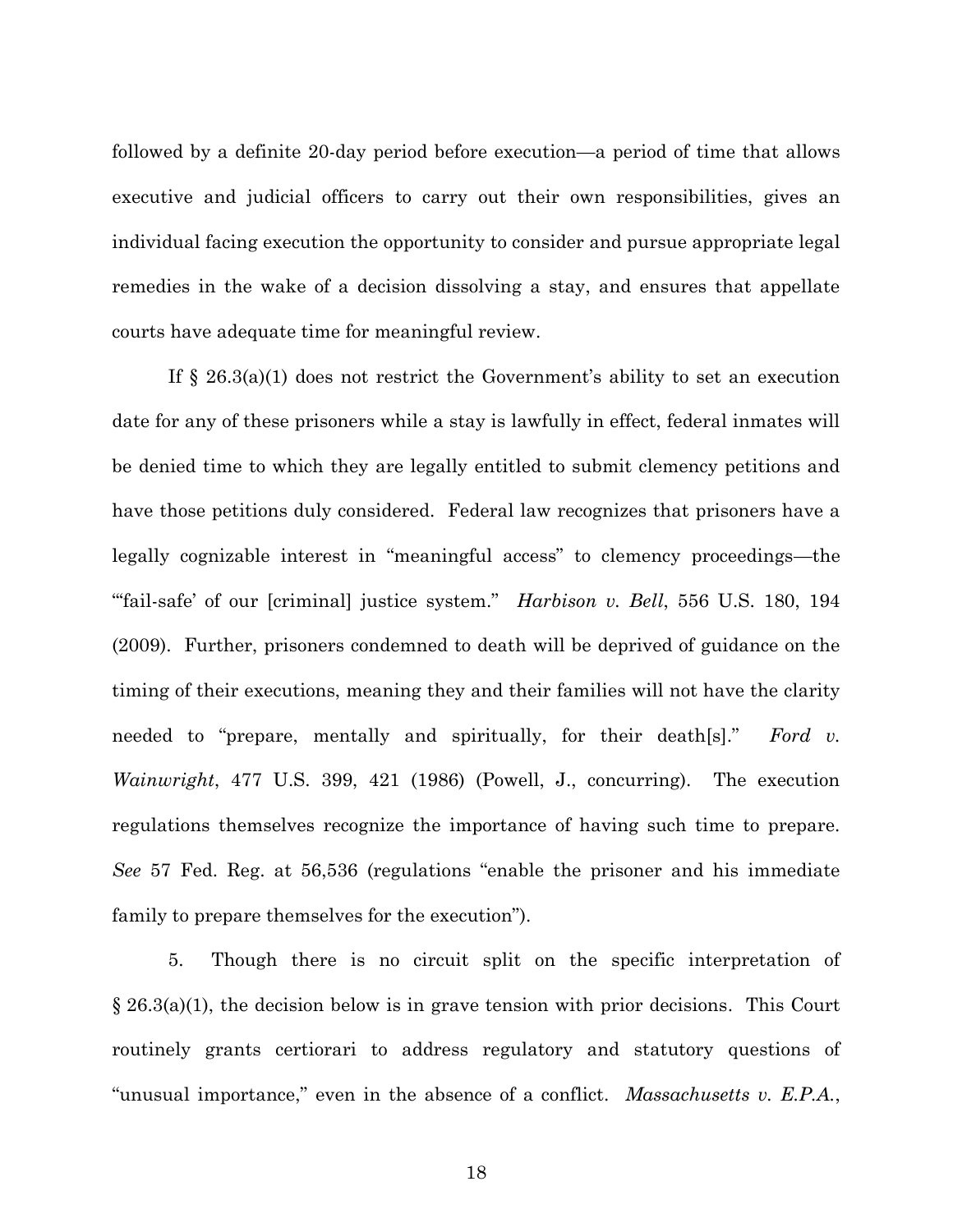followed by a definite 20-day period before execution—a period of time that allows executive and judicial officers to carry out their own responsibilities, gives an individual facing execution the opportunity to consider and pursue appropriate legal remedies in the wake of a decision dissolving a stay, and ensures that appellate courts have adequate time for meaningful review.

If § 26.3(a)(1) does not restrict the Government's ability to set an execution date for any of these prisoners while a stay is lawfully in effect, federal inmates will be denied time to which they are legally entitled to submit clemency petitions and have those petitions duly considered. Federal law recognizes that prisoners have a legally cognizable interest in "meaningful access" to clemency proceedings—the "'fail-safe' of our [criminal] justice system." *Harbison v. Bell*, 556 U.S. 180, 194 (2009). Further, prisoners condemned to death will be deprived of guidance on the timing of their executions, meaning they and their families will not have the clarity needed to "prepare, mentally and spiritually, for their death[s]." *Ford v. Wainwright*, 477 U.S. 399, 421 (1986) (Powell, J., concurring). The execution regulations themselves recognize the importance of having such time to prepare. *See* 57 Fed. Reg. at 56,536 (regulations "enable the prisoner and his immediate family to prepare themselves for the execution").

5. Though there is no circuit split on the specific interpretation of § 26.3(a)(1), the decision below is in grave tension with prior decisions. This Court routinely grants certiorari to address regulatory and statutory questions of "unusual importance," even in the absence of a conflict. *Massachusetts v. E.P.A.*,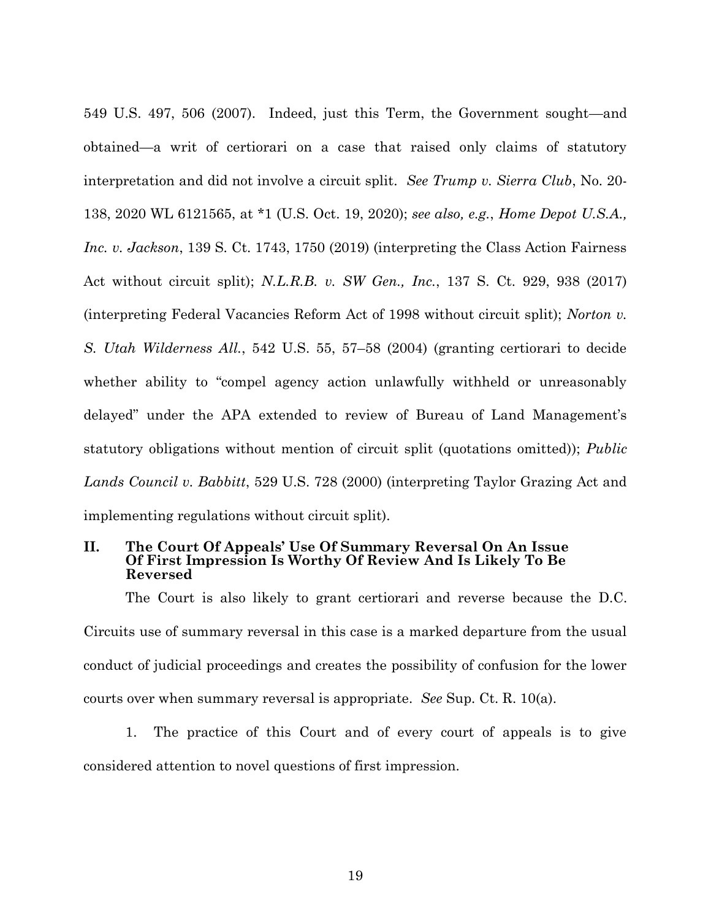549 U.S. 497, 506 (2007). Indeed, just this Term, the Government sought—and obtained—a writ of certiorari on a case that raised only claims of statutory interpretation and did not involve a circuit split. *See Trump v. Sierra Club*, No. 20-138, 2020 WL 6121565, at *1 (U.S. Oct. 19, 2020); *see also, e.g.*, *Home Depot U.S.A., Inc. v. Jackson*, 139 S. Ct. 1743, 1750 (2019) (interpreting the Class Action Fairness Act without circuit split); *N.L.R.B. v. SW Gen., Inc.*, 137 S. Ct. 929, 938 (2017) (interpreting Federal Vacancies Reform Act of 1998 without circuit split); *Norton v. S. Utah Wilderness All.*, 542 U.S. 55, 57–58 (2004) (granting certiorari to decide whether ability to "compel agency action unlawfully withheld or unreasonably delayed" under the APA extended to review of Bureau of Land Management's statutory obligations without mention of circuit split (quotations omitted)); *Public Lands Council v. Babbitt*, 529 U.S. 728 (2000) (interpreting Taylor Grazing Act and implementing regulations without circuit split).

## II. The Court Of Appeals' Use Of Summary Reversal On An Issue Of First Impression Is Worthy Of Review And Is Likely To Be Reversed

The Court is also likely to grant certiorari and reverse because the D.C. Circuits use of summary reversal in this case is a marked departure from the usual conduct of judicial proceedings and creates the possibility of confusion for the lower courts over when summary reversal is appropriate. *See* Sup. Ct. R. 10(a).

1. The practice of this Court and of every court of appeals is to give considered attention to novel questions of first impression.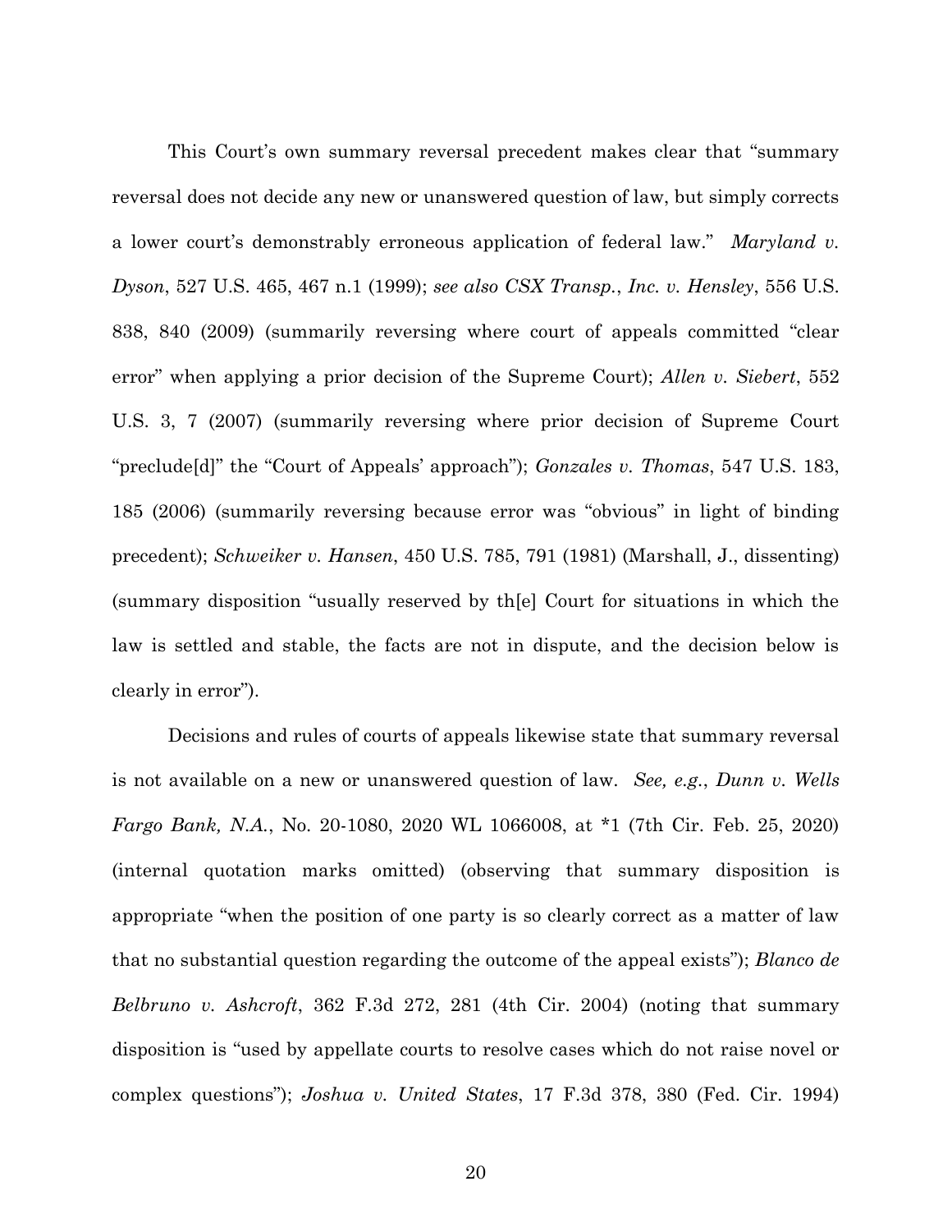This Court's own summary reversal precedent makes clear that "summary reversal does not decide any new or unanswered question of law, but simply corrects a lower court's demonstrably erroneous application of federal law." *Maryland v. Dyson*, 527 U.S. 465, 467 n.1 (1999); *see also CSX Transp., Inc. v. Hensley*, 556 U.S. 838, 840 (2009) (summarily reversing where court of appeals committed "clear error" when applying a prior decision of the Supreme Court); *Allen v. Siebert*, 552 U.S. 3, 7 (2007) (summarily reversing where prior decision of Supreme Court "preclude[d]" the "Court of Appeals' approach"); *Gonzales v. Thomas*, 547 U.S. 183, 185 (2006) (summarily reversing because error was "obvious" in light of binding precedent); *Schweiker v. Hansen*, 450 U.S. 785, 791 (1981) (Marshall, J., dissenting) (summary disposition "usually reserved by th[e] Court for situations in which the law is settled and stable, the facts are not in dispute, and the decision below is clearly in error").

Decisions and rules of courts of appeals likewise state that summary reversal is not available on a new or unanswered question of law. *See, e.g.*, *Dunn v. Wells Fargo Bank, N.A.*, No. 20-1080, 2020 WL 1066008, at *1 (7th Cir. Feb. 25, 2020) (internal quotation marks omitted) (observing that summary disposition is appropriate "when the position of one party is so clearly correct as a matter of law that no substantial question regarding the outcome of the appeal exists"); *Blanco de Belbruno v. Ashcroft*, 362 F.3d 272, 281 (4th Cir. 2004) (noting that summary disposition is "used by appellate courts to resolve cases which do not raise novel or complex questions"); *Joshua v. United States*, 17 F.3d 378, 380 (Fed. Cir. 1994)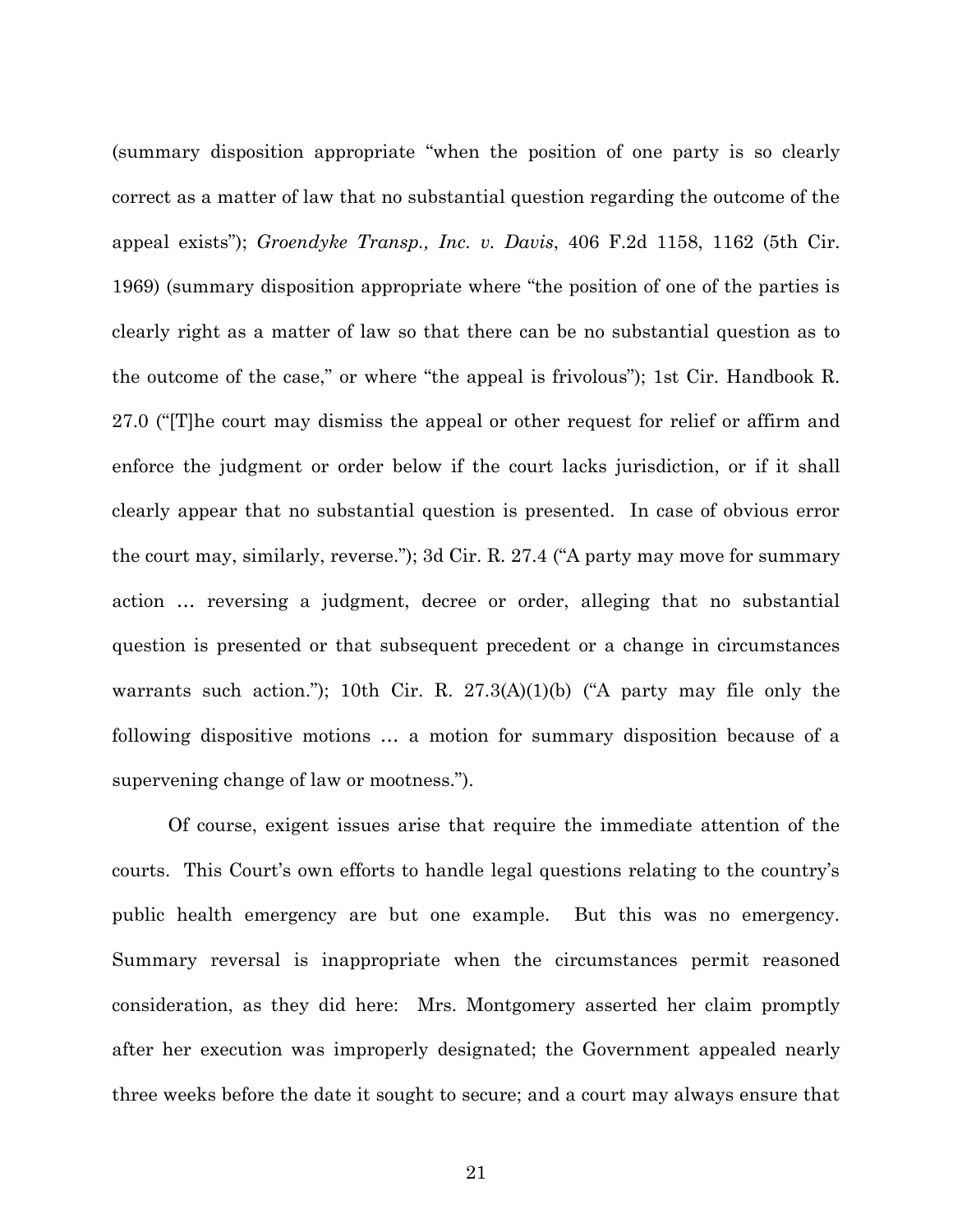(summary disposition appropriate "when the position of one party is so clearly correct as a matter of law that no substantial question regarding the outcome of the appeal exists"); *Groendyke Transp., Inc. v. Davis*, 406 F.2d 1158, 1162 (5th Cir. 1969) (summary disposition appropriate where "the position of one of the parties is clearly right as a matter of law so that there can be no substantial question as to the outcome of the case," or where "the appeal is frivolous"); 1st Cir. Handbook R. 27.0 ("[T]he court may dismiss the appeal or other request for relief or affirm and enforce the judgment or order below if the court lacks jurisdiction, or if it shall clearly appear that no substantial question is presented. In case of obvious error the court may, similarly, reverse."); 3d Cir. R. 27.4 ("A party may move for summary action … reversing a judgment, decree or order, alleging that no substantial question is presented or that subsequent precedent or a change in circumstances warrants such action."); 10th Cir. R. 27.3(A)(1)(b) ("A party may file only the following dispositive motions … a motion for summary disposition because of a supervening change of law or mootness.").

Of course, exigent issues arise that require the immediate attention of the courts. This Court's own efforts to handle legal questions relating to the country's public health emergency are but one example. But this was no emergency. Summary reversal is inappropriate when the circumstances permit reasoned consideration, as they did here: Mrs. Montgomery asserted her claim promptly after her execution was improperly designated; the Government appealed nearly three weeks before the date it sought to secure; and a court may always ensure that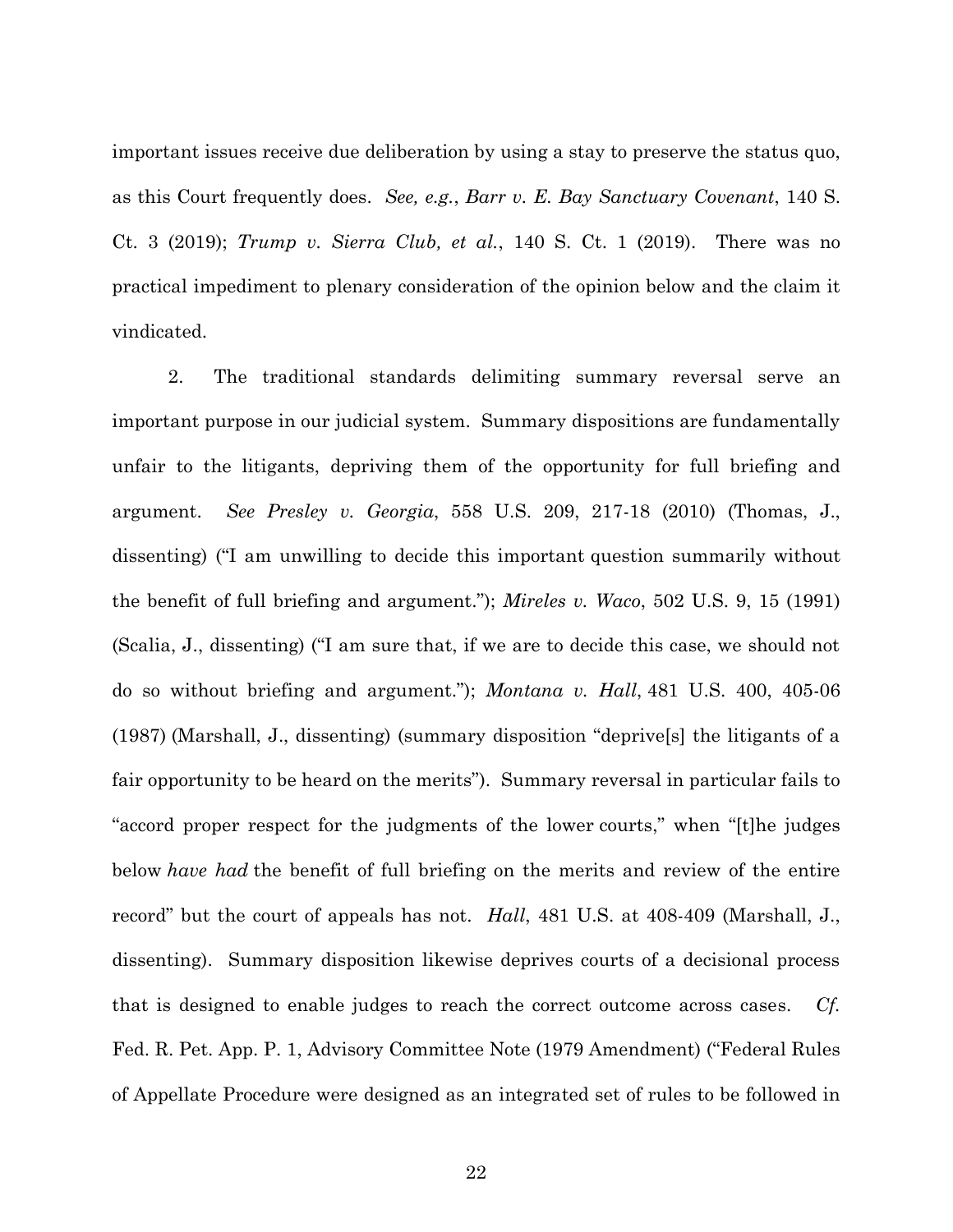important issues receive due deliberation by using a stay to preserve the status quo, as this Court frequently does. *See, e.g.*, *Barr v. E. Bay Sanctuary Covenant*, 140 S. Ct. 3 (2019); *Trump v. Sierra Club, et al.*, 140 S. Ct. 1 (2019). There was no practical impediment to plenary consideration of the opinion below and the claim it vindicated.

2. The traditional standards delimiting summary reversal serve an important purpose in our judicial system. Summary dispositions are fundamentally unfair to the litigants, depriving them of the opportunity for full briefing and argument. *See Presley v. Georgia*, 558 U.S. 209, 217-18 (2010) (Thomas, J., dissenting) ("I am unwilling to decide this important question summarily without the benefit of full briefing and argument."); *Mireles v. Waco*, 502 U.S. 9, 15 (1991) (Scalia, J., dissenting) ("I am sure that, if we are to decide this case, we should not do so without briefing and argument."); *Montana v. Hall*, 481 U.S. 400, 405-06 (1987) (Marshall, J., dissenting) (summary disposition "deprive[s] the litigants of a fair opportunity to be heard on the merits"). Summary reversal in particular fails to "accord proper respect for the judgments of the lower courts," when "[t]he judges below *have had* the benefit of full briefing on the merits and review of the entire record" but the court of appeals has not. *Hall*, 481 U.S. at 408-409 (Marshall, J., dissenting). Summary disposition likewise deprives courts of a decisional process that is designed to enable judges to reach the correct outcome across cases. *Cf.* Fed. R. Pet. App. P. 1, Advisory Committee Note (1979 Amendment) ("Federal Rules of Appellate Procedure were designed as an integrated set of rules to be followed in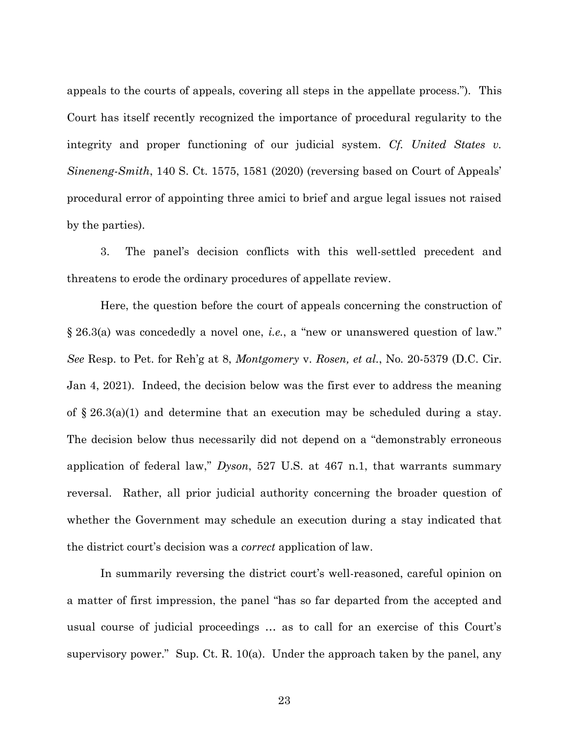appeals to the courts of appeals, covering all steps in the appellate process."). This Court has itself recently recognized the importance of procedural regularity to the integrity and proper functioning of our judicial system. *Cf. United States v. Sineneng-Smith*, 140 S. Ct. 1575, 1581 (2020) (reversing based on Court of Appeals' procedural error of appointing three amici to brief and argue legal issues not raised by the parties).

3. The panel's decision conflicts with this well-settled precedent and threatens to erode the ordinary procedures of appellate review.

Here, the question before the court of appeals concerning the construction of § 26.3(a) was concededly a novel one, *i.e.*, a "new or unanswered question of law." *See* Resp. to Pet. for Reh'g at 8, *Montgomery* v. *Rosen, et al.*, No. 20-5379 (D.C. Cir. Jan 4, 2021). Indeed, the decision below was the first ever to address the meaning of § 26.3(a)(1) and determine that an execution may be scheduled during a stay. The decision below thus necessarily did not depend on a "demonstrably erroneous application of federal law," *Dyson*, 527 U.S. at 467 n.1, that warrants summary reversal. Rather, all prior judicial authority concerning the broader question of whether the Government may schedule an execution during a stay indicated that the district court's decision was a *correct* application of law.

In summarily reversing the district court's well-reasoned, careful opinion on a matter of first impression, the panel "has so far departed from the accepted and usual course of judicial proceedings … as to call for an exercise of this Court's supervisory power." Sup. Ct. R. 10(a). Under the approach taken by the panel, any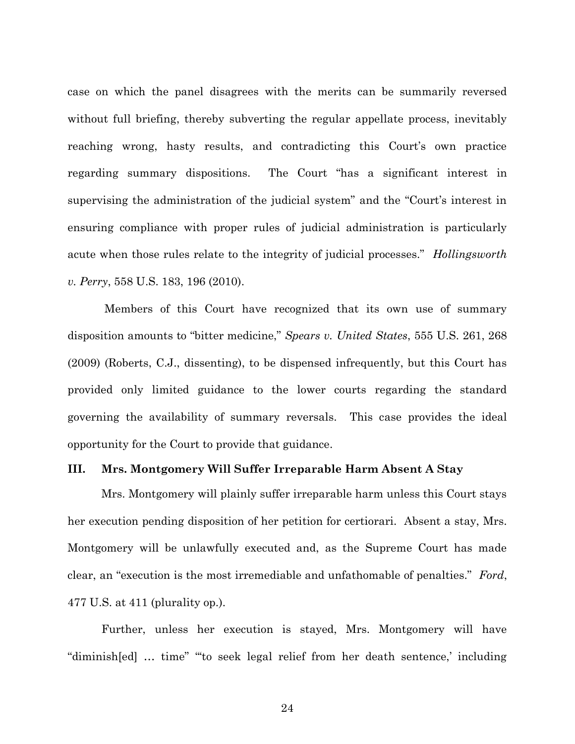case on which the panel disagrees with the merits can be summarily reversed without full briefing, thereby subverting the regular appellate process, inevitably reaching wrong, hasty results, and contradicting this Court's own practice regarding summary dispositions. The Court "has a significant interest in supervising the administration of the judicial system" and the "Court's interest in ensuring compliance with proper rules of judicial administration is particularly acute when those rules relate to the integrity of judicial processes." *Hollingsworth v. Perry*, 558 U.S. 183, 196 (2010).

Members of this Court have recognized that its own use of summary disposition amounts to "bitter medicine," *Spears v. United States*, 555 U.S. 261, 268 (2009) (Roberts, C.J., dissenting), to be dispensed infrequently, but this Court has provided only limited guidance to the lower courts regarding the standard governing the availability of summary reversals. This case provides the ideal opportunity for the Court to provide that guidance.

### III. Mrs. Montgomery Will Suffer Irreparable Harm Absent A Stay

Mrs. Montgomery will plainly suffer irreparable harm unless this Court stays her execution pending disposition of her petition for certiorari. Absent a stay, Mrs. Montgomery will be unlawfully executed and, as the Supreme Court has made clear, an "execution is the most irremediable and unfathomable of penalties." *Ford*, 477 U.S. at 411 (plurality op.).

Further, unless her execution is stayed, Mrs. Montgomery will have "diminish[ed] … time" "'to seek legal relief from her death sentence,' including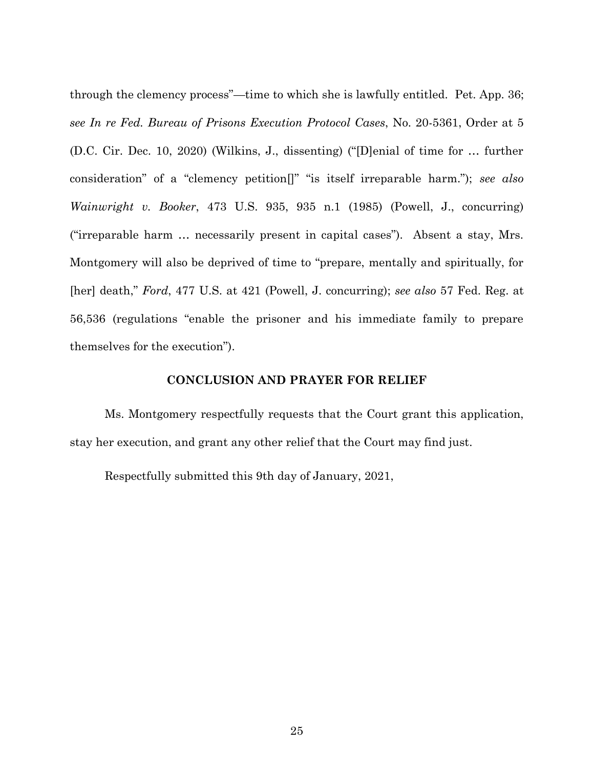through the clemency process"—time to which she is lawfully entitled. Pet. App. 36; *see In re Fed. Bureau of Prisons Execution Protocol Cases*, No. 20-5361, Order at 5 (D.C. Cir. Dec. 10, 2020) (Wilkins, J., dissenting) ("[D]enial of time for … further consideration" of a "clemency petition[]" "is itself irreparable harm."); *see also Wainwright v. Booker*, 473 U.S. 935, 935 n.1 (1985) (Powell, J., concurring) ("irreparable harm … necessarily present in capital cases"). Absent a stay, Mrs. Montgomery will also be deprived of time to "prepare, mentally and spiritually, for [her] death," *Ford*, 477 U.S. at 421 (Powell, J. concurring); *see also* 57 Fed. Reg. at 56,536 (regulations "enable the prisoner and his immediate family to prepare themselves for the execution").

## CONCLUSION AND PRAYER FOR RELIEF

Ms. Montgomery respectfully requests that the Court grant this application, stay her execution, and grant any other relief that the Court may find just.

Respectfully submitted this 9th day of January, 2021,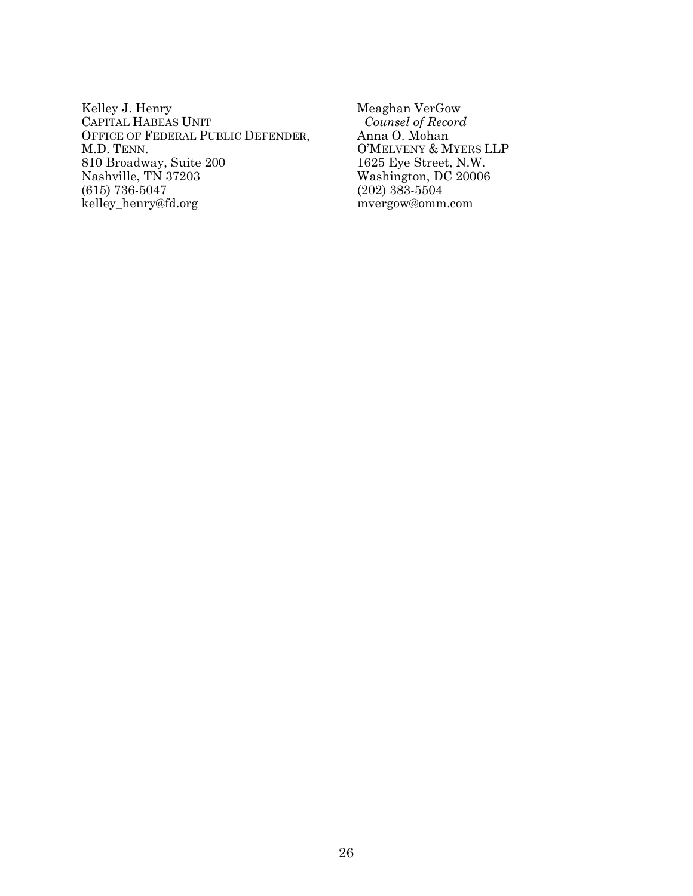Kelley J. Henry
CAPITAL HABEAS UNIT
OFFICE OF FEDERAL PUBLIC DEFENDER,
M.D. TENN.
810 Broadway, Suite 200
Nashville, TN 37203
(615) 736-5047
kelley_henry@fd.org

Meaghan VerGow
*Counsel of Record*
Anna O. Mohan
O'MELVENY & MYERS LLP
1625 Eye Street, N.W.
Washington, DC 20006
(202) 383-5504
mvergow@omm.com